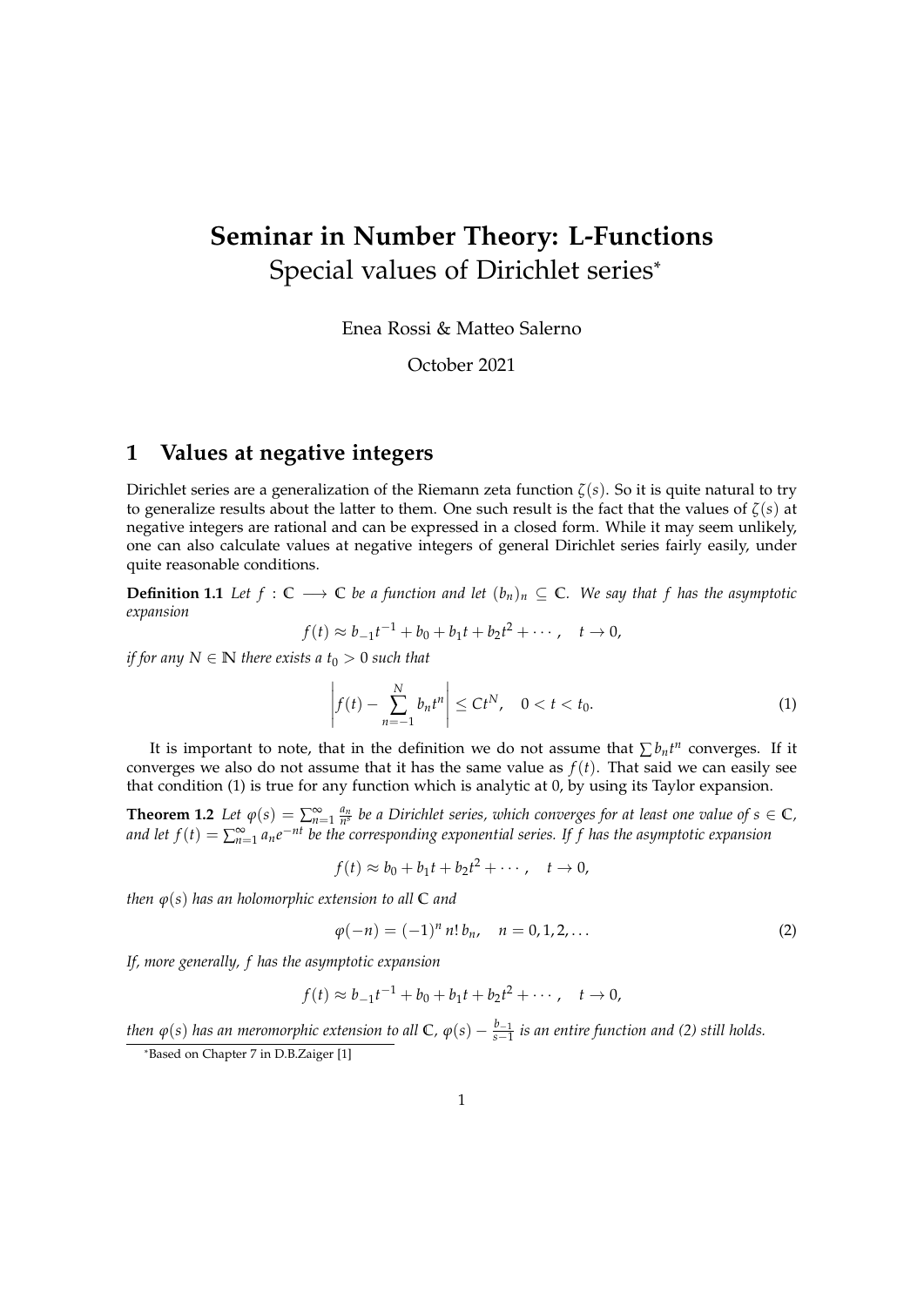# Seminar in Number Theory: L-Functions
## Special values of Dirichlet series*

Enea Rossi & Matteo Salerno

October 2021

## 1 Values at negative integers

Dirichlet series are a generalization of the Riemann zeta function $\zeta(s)$. So it is quite natural to try to generalize results about the latter to them. One such result is the fact that the values of $\zeta(s)$ at negative integers are rational and can be expressed in a closed form. While it may seem unlikely, one can also calculate values at negative integers of general Dirichlet series fairly easily, under quite reasonable conditions.

**Definition 1.1** *Let $f : \mathbb{C} \longrightarrow \mathbb{C}$ be a function and let $(b_n)_n \subseteq \mathbb{C}$. We say that $f$ has the asymptotic expansion*

$$f(t) \approx b_{-1}t^{-1} + b_0 + b_1 t + b_2 t^2 + \cdots, \quad t \to 0,$$

*if for any $N \in \mathbb{N}$ there exists a $t_0 > 0$ such that*

$$\left| f(t) - \sum_{n=-1}^{N} b_n t^n \right| \leq C t^N, \quad 0 < t < t_0. \tag{1}$$

It is important to note, that in the definition we do not assume that $\sum b_n t^n$ converges. If it converges we also do not assume that it has the same value as $f(t)$. That said we can easily see that condition (1) is true for any function which is analytic at 0, by using its Taylor expansion.

**Theorem 1.2** *Let $\varphi(s) = \sum_{n=1}^{\infty} \frac{a_n}{n^s}$ be a Dirichlet series, which converges for at least one value of $s \in \mathbb{C}$, and let $f(t) = \sum_{n=1}^{\infty} a_n e^{-nt}$ be the corresponding exponential series. If $f$ has the asymptotic expansion*

$$f(t) \approx b_0 + b_1 t + b_2 t^2 + \cdots, \quad t \to 0,$$

*then $\varphi(s)$ has an holomorphic extension to all $\mathbb{C}$ and*

$$\varphi(-n) = (-1)^n \, n! \, b_n, \quad n = 0, 1, 2, \ldots \tag{2}$$

*If, more generally, $f$ has the asymptotic expansion*

$$f(t) \approx b_{-1}t^{-1} + b_0 + b_1 t + b_2 t^2 + \cdots, \quad t \to 0,$$

*then $\varphi(s)$ has an meromorphic extension to all $\mathbb{C}$, $\varphi(s) - \frac{b_{-1}}{s-1}$ is an entire function and (2) still holds.*

*Based on Chapter 7 in D.B.Zaiger [1]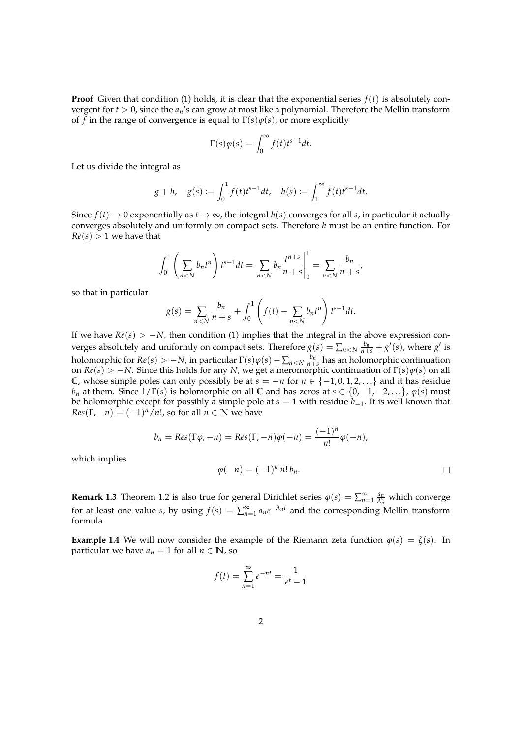**Proof** Given that condition (1) holds, it is clear that the exponential series $f(t)$ is absolutely convergent for $t > 0$, since the $a_n$'s can grow at most like a polynomial. Therefore the Mellin transform of $f$ in the range of convergence is equal to $\Gamma(s)\varphi(s)$, or more explicitly

$$\Gamma(s)\varphi(s) = \int_0^\infty f(t)t^{s-1}dt.$$

Let us divide the integral as

$$g + h, \quad g(s) := \int_0^1 f(t)t^{s-1}dt, \quad h(s) := \int_1^\infty f(t)t^{s-1}dt.$$

Since $f(t) \to 0$ exponentially as $t \to \infty$, the integral $h(s)$ converges for all $s$, in particular it actually converges absolutely and uniformly on compact sets. Therefore $h$ must be an entire function. For $Re(s) > 1$ we have that

$$\int_0^1 \left( \sum_{n<N} b_n t^n \right) t^{s-1}dt = \sum_{n<N} b_n \frac{t^{n+s}}{n+s}\bigg|_0^1 = \sum_{n<N} \frac{b_n}{n+s},$$

so that in particular

$$g(s) = \sum_{n<N} \frac{b_n}{n+s} + \int_0^1 \left( f(t) - \sum_{n<N} b_n t^n \right) t^{s-1}dt.$$

If we have $Re(s) > -N$, then condition (1) implies that the integral in the above expression converges absolutely and uniformly on compact sets. Therefore $g(s) = \sum_{n<N} \frac{b_n}{n+s} + g'(s)$, where $g'$ is holomorphic for $Re(s) > -N$, in particular $\Gamma(s)\varphi(s) - \sum_{n<N} \frac{b_n}{n+s}$ has an holomorphic continuation on $Re(s) > -N$. Since this holds for any $N$, we get a meromorphic continuation of $\Gamma(s)\varphi(s)$ on all $\mathbb{C}$, whose simple poles can only possibly be at $s = -n$ for $n \in \{-1, 0, 1, 2, \ldots\}$ and it has residue $b_n$ at them. Since $1/\Gamma(s)$ is holomorphic on all $\mathbb{C}$ and has zeros at $s \in \{0, -1, -2, \ldots\}$, $\varphi(s)$ must be holomorphic except for possibly a simple pole at $s = 1$ with residue $b_{-1}$. It is well known that $Res(\Gamma, -n) = (-1)^n/n!$, so for all $n \in \mathbb{N}$ we have

$$b_n = Res(\Gamma\varphi, -n) = Res(\Gamma, -n)\varphi(-n) = \frac{(-1)^n}{n!}\varphi(-n),$$

which implies

$$\varphi(-n) = (-1)^n \, n! \, b_n. \qquad \square$$

**Remark 1.3** Theorem 1.2 is also true for general Dirichlet series $\varphi(s) = \sum_{n=1}^\infty \frac{a_n}{\lambda_n^s}$ which converge for at least one value $s$, by using $f(s) = \sum_{n=1}^\infty a_n e^{-\lambda_n t}$ and the corresponding Mellin transform formula.

**Example 1.4** We will now consider the example of the Riemann zeta function $\varphi(s) = \zeta(s)$. In particular we have $a_n = 1$ for all $n \in \mathbb{N}$, so

$$f(t) = \sum_{n=1}^\infty e^{-nt} = \frac{1}{e^t - 1}$$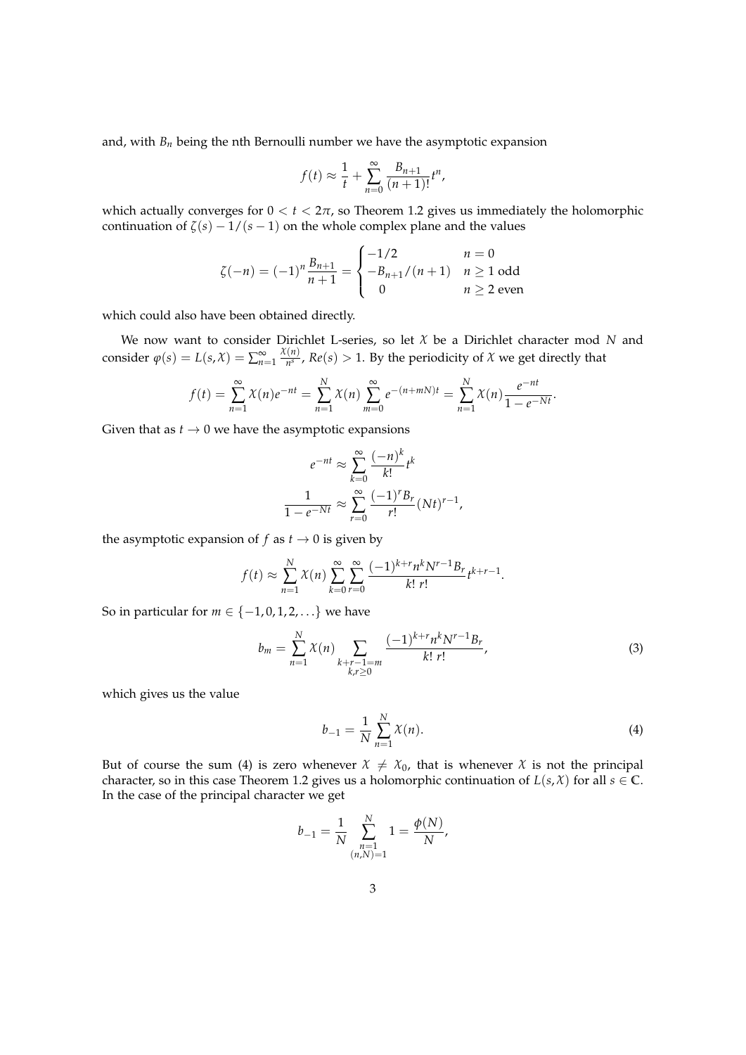and, with $B_n$ being the nth Bernoulli number we have the asymptotic expansion

$$f(t) \approx \frac{1}{t} + \sum_{n=0}^{\infty} \frac{B_{n+1}}{(n+1)!} t^n,$$

which actually converges for $0 < t < 2\pi$, so Theorem 1.2 gives us immediately the holomorphic continuation of $\zeta(s) - 1/(s-1)$ on the whole complex plane and the values

$$\zeta(-n) = (-1)^n \frac{B_{n+1}}{n+1} = \begin{cases} -1/2 & n = 0 \\ -B_{n+1}/(n+1) & n \geq 1 \text{ odd} \\ 0 & n \geq 2 \text{ even} \end{cases}$$

which could also have been obtained directly.

We now want to consider Dirichlet L-series, so let $\mathcal{X}$ be a Dirichlet character mod $N$ and consider $\varphi(s) = L(s, \mathcal{X}) = \sum_{n=1}^{\infty} \frac{\mathcal{X}(n)}{n^s}$, $Re(s) > 1$. By the periodicity of $\mathcal{X}$ we get directly that

$$f(t) = \sum_{n=1}^{\infty} \mathcal{X}(n) e^{-nt} = \sum_{n=1}^{N} \mathcal{X}(n) \sum_{m=0}^{\infty} e^{-(n+mN)t} = \sum_{n=1}^{N} \mathcal{X}(n) \frac{e^{-nt}}{1 - e^{-Nt}}.$$

Given that as $t \to 0$ we have the asymptotic expansions

$$e^{-nt} \approx \sum_{k=0}^{\infty} \frac{(-n)^k}{k!} t^k$$

$$\frac{1}{1 - e^{-Nt}} \approx \sum_{r=0}^{\infty} \frac{(-1)^r B_r}{r!} (Nt)^{r-1},$$

the asymptotic expansion of $f$ as $t \to 0$ is given by

$$f(t) \approx \sum_{n=1}^{N} \mathcal{X}(n) \sum_{k=0}^{\infty} \sum_{r=0}^{\infty} \frac{(-1)^{k+r} n^k N^{r-1} B_r}{k! \; r!} t^{k+r-1}.$$

So in particular for $m \in \{-1, 0, 1, 2, \ldots\}$ we have

$$b_m = \sum_{n=1}^{N} \mathcal{X}(n) \sum_{\substack{k+r-1=m \\ k,r \geq 0}} \frac{(-1)^{k+r} n^k N^{r-1} B_r}{k! \; r!}, \tag{3}$$

which gives us the value

$$b_{-1} = \frac{1}{N} \sum_{n=1}^{N} \mathcal{X}(n). \tag{4}$$

But of course the sum (4) is zero whenever $\mathcal{X} \neq \mathcal{X}_0$, that is whenever $\mathcal{X}$ is not the principal character, so in this case Theorem 1.2 gives us a holomorphic continuation of $L(s, \mathcal{X})$ for all $s \in \mathbb{C}$. In the case of the principal character we get

$$b_{-1} = \frac{1}{N} \sum_{\substack{n=1 \\ (n,N)=1}}^{N} 1 = \frac{\phi(N)}{N},$$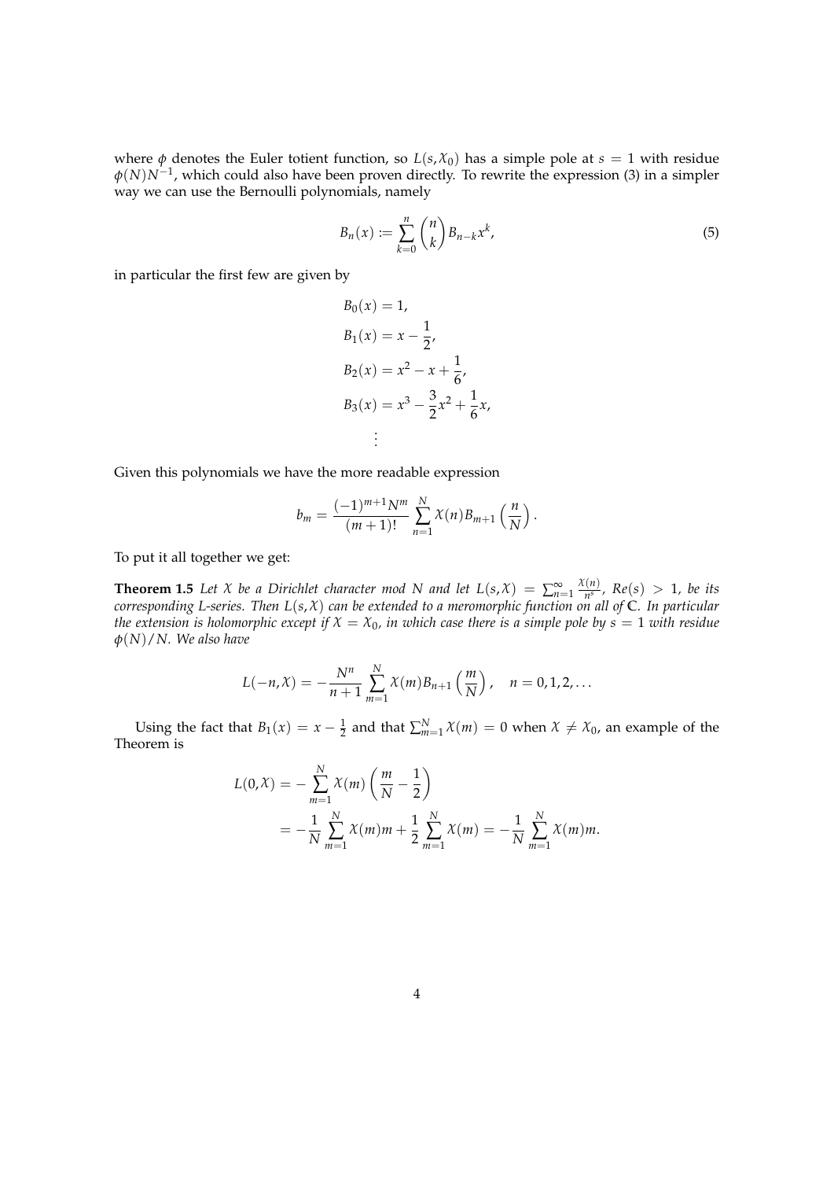where $\phi$ denotes the Euler totient function, so $L(s, \mathcal{X}_0)$ has a simple pole at $s = 1$ with residue $\phi(N)N^{-1}$, which could also have been proven directly. To rewrite the expression (3) in a simpler way we can use the Bernoulli polynomials, namely

$$B_n(x) := \sum_{k=0}^{n} \binom{n}{k} B_{n-k} x^k, \tag{5}$$

in particular the first few are given by

$$\begin{aligned}
B_0(x) &= 1, \\
B_1(x) &= x - \frac{1}{2}, \\
B_2(x) &= x^2 - x + \frac{1}{6}, \\
B_3(x) &= x^3 - \frac{3}{2}x^2 + \frac{1}{6}x, \\
&\vdots
\end{aligned}$$

Given this polynomials we have the more readable expression

$$b_m = \frac{(-1)^{m+1} N^m}{(m+1)!} \sum_{n=1}^{N} \mathcal{X}(n) B_{m+1}\left(\frac{n}{N}\right).$$

To put it all together we get:

**Theorem 1.5** *Let $\mathcal{X}$ be a Dirichlet character mod $N$ and let $L(s, \mathcal{X}) = \sum_{n=1}^{\infty} \frac{\mathcal{X}(n)}{n^s}$, $Re(s) > 1$, be its corresponding L-series. Then $L(s, \mathcal{X})$ can be extended to a meromorphic function on all of $\mathbb{C}$. In particular the extension is holomorphic except if $\mathcal{X} = \mathcal{X}_0$, in which case there is a simple pole by $s = 1$ with residue $\phi(N)/N$. We also have*

$$L(-n, \mathcal{X}) = -\frac{N^n}{n+1} \sum_{m=1}^{N} \mathcal{X}(m) B_{n+1}\left(\frac{m}{N}\right), \quad n = 0, 1, 2, \ldots$$

Using the fact that $B_1(x) = x - \frac{1}{2}$ and that $\sum_{m=1}^{N} \mathcal{X}(m) = 0$ when $\mathcal{X} \neq \mathcal{X}_0$, an example of the Theorem is

$$\begin{aligned}
L(0, \mathcal{X}) &= -\sum_{m=1}^{N} \mathcal{X}(m)\left(\frac{m}{N} - \frac{1}{2}\right) \\
&= -\frac{1}{N} \sum_{m=1}^{N} \mathcal{X}(m) m + \frac{1}{2} \sum_{m=1}^{N} \mathcal{X}(m) = -\frac{1}{N} \sum_{m=1}^{N} \mathcal{X}(m) m.
\end{aligned}$$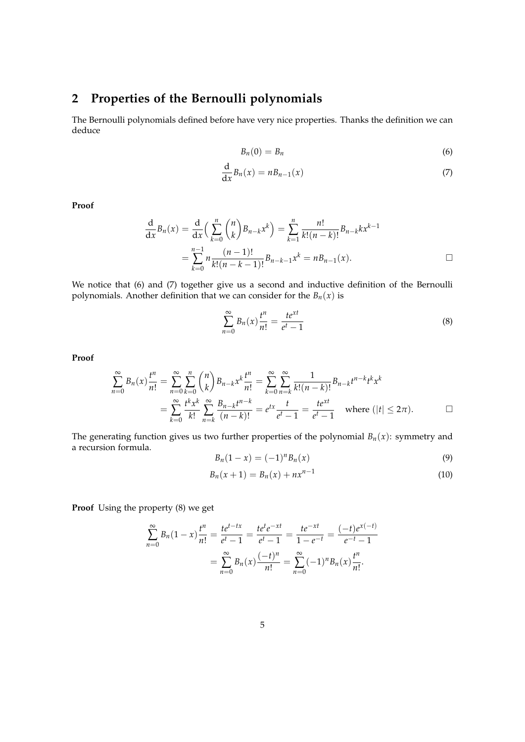## 2 Properties of the Bernoulli polynomials

The Bernoulli polynomials defined before have very nice properties. Thanks the definition we can deduce

$$B_n(0) = B_n \tag{6}$$

$$\frac{\mathrm{d}}{\mathrm{d}x} B_n(x) = nB_{n-1}(x) \tag{7}$$

**Proof**

$$\begin{aligned}
\frac{\mathrm{d}}{\mathrm{d}x} B_n(x) &= \frac{\mathrm{d}}{\mathrm{d}x}\Big(\sum_{k=0}^{n} \binom{n}{k} B_{n-k} x^k\Big) = \sum_{k=1}^{n} \frac{n!}{k!(n-k)!} B_{n-k} k x^{k-1} \\
&= \sum_{k=0}^{n-1} n \frac{(n-1)!}{k!(n-k-1)!} B_{n-k-1} x^k = nB_{n-1}(x). \qquad \square
\end{aligned}$$

We notice that (6) and (7) together give us a second and inductive definition of the Bernoulli polynomials. Another definition that we can consider for the $B_n(x)$ is

$$\sum_{n=0}^{\infty} B_n(x) \frac{t^n}{n!} = \frac{te^{xt}}{e^t - 1} \tag{8}$$

**Proof**

$$\begin{aligned}
\sum_{n=0}^{\infty} B_n(x) \frac{t^n}{n!} &= \sum_{n=0}^{\infty} \sum_{k=0}^{n} \binom{n}{k} B_{n-k} x^k \frac{t^n}{n!} = \sum_{k=0}^{\infty} \sum_{n=k}^{\infty} \frac{1}{k!(n-k)!} B_{n-k} t^{n-k} t^k x^k \\
&= \sum_{k=0}^{\infty} \frac{t^k x^k}{k!} \sum_{n=k}^{\infty} \frac{B_{n-k} t^{n-k}}{(n-k)!} = e^{tx} \frac{t}{e^t - 1} = \frac{te^{xt}}{e^t - 1} \quad \text{where } (|t| \leq 2\pi). \qquad \square
\end{aligned}$$

The generating function gives us two further properties of the polynomial $B_n(x)$: symmetry and a recursion formula.

$$B_n(1-x) = (-1)^n B_n(x) \tag{9}$$

$$B_n(x+1) = B_n(x) + nx^{n-1} \tag{10}$$

**Proof** Using the property (8) we get

$$\begin{aligned}
\sum_{n=0}^{\infty} B_n(1-x) \frac{t^n}{n!} &= \frac{te^{t-tx}}{e^t - 1} = \frac{te^t e^{-xt}}{e^t - 1} = \frac{te^{-xt}}{1 - e^{-t}} = \frac{(-t)e^{x(-t)}}{e^{-t} - 1} \\
&= \sum_{n=0}^{\infty} B_n(x) \frac{(-t)^n}{n!} = \sum_{n=0}^{\infty} (-1)^n B_n(x) \frac{t^n}{n!}.
\end{aligned}$$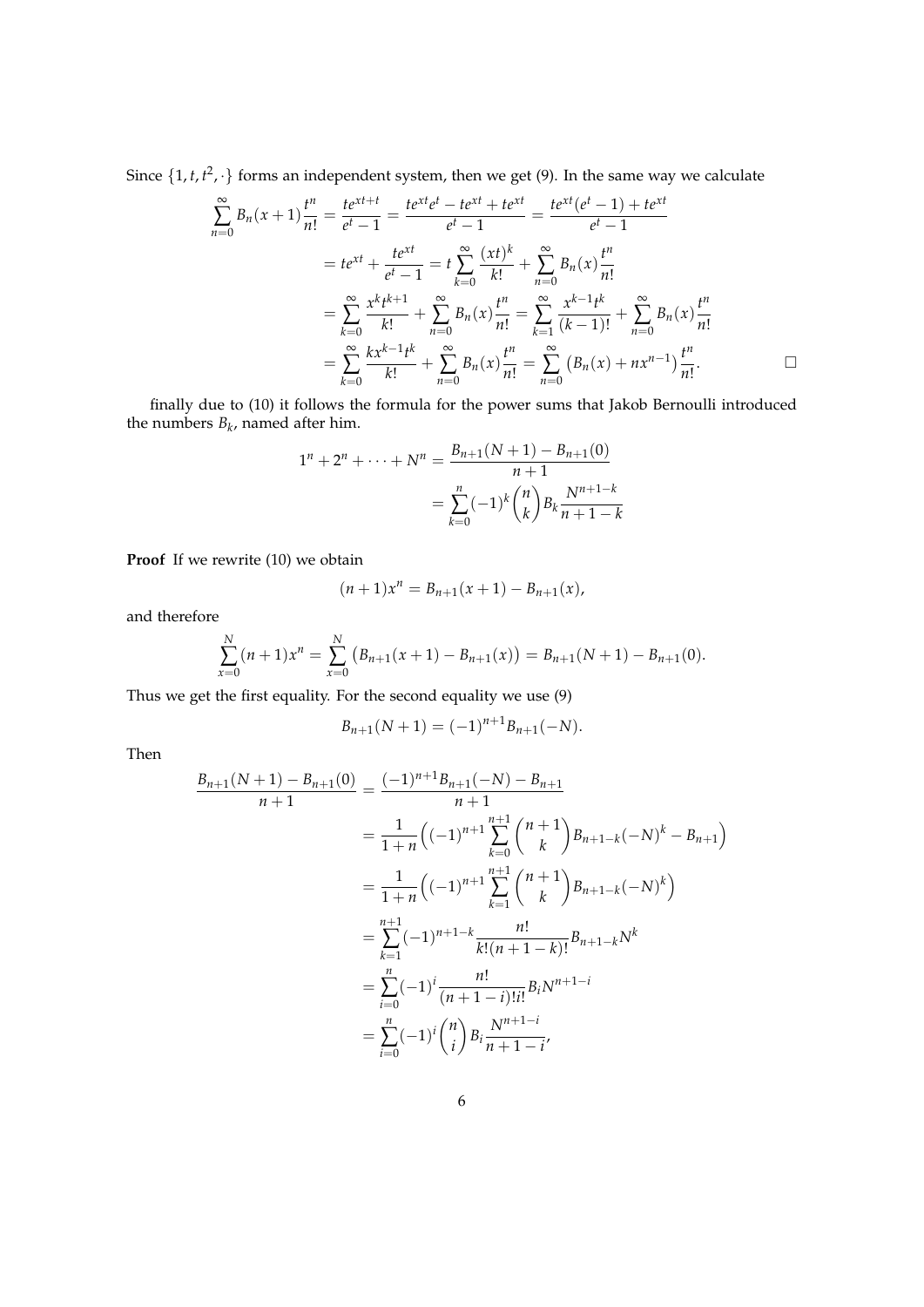Since $\{1, t, t^2, \cdot\}$ forms an independent system, then we get (9). In the same way we calculate

$$
\begin{aligned}
\sum_{n=0}^{\infty} B_n(x+1)\frac{t^n}{n!} &= \frac{te^{xt+t}}{e^t-1} = \frac{te^{xt}e^t - te^{xt} + te^{xt}}{e^t-1} = \frac{te^{xt}(e^t-1)+te^{xt}}{e^t-1} \\
&= te^{xt} + \frac{te^{xt}}{e^t-1} = t\sum_{k=0}^{\infty}\frac{(xt)^k}{k!} + \sum_{n=0}^{\infty} B_n(x)\frac{t^n}{n!} \\
&= \sum_{k=0}^{\infty}\frac{x^k t^{k+1}}{k!} + \sum_{n=0}^{\infty} B_n(x)\frac{t^n}{n!} = \sum_{k=1}^{\infty}\frac{x^{k-1}t^k}{(k-1)!} + \sum_{n=0}^{\infty} B_n(x)\frac{t^n}{n!} \\
&= \sum_{k=0}^{\infty}\frac{kx^{k-1}t^k}{k!} + \sum_{n=0}^{\infty} B_n(x)\frac{t^n}{n!} = \sum_{n=0}^{\infty}\left(B_n(x) + nx^{n-1}\right)\frac{t^n}{n!}.
\end{aligned}
$$

□

finally due to (10) it follows the formula for the power sums that Jakob Bernoulli introduced the numbers $B_k$, named after him.

$$
\begin{aligned}
1^n + 2^n + \cdots + N^n &= \frac{B_{n+1}(N+1) - B_{n+1}(0)}{n+1} \\
&= \sum_{k=0}^{n}(-1)^k\binom{n}{k}B_k\frac{N^{n+1-k}}{n+1-k}
\end{aligned}
$$

**Proof** If we rewrite (10) we obtain

$$
(n+1)x^n = B_{n+1}(x+1) - B_{n+1}(x),
$$

and therefore

$$
\sum_{x=0}^{N}(n+1)x^n = \sum_{x=0}^{N}\left(B_{n+1}(x+1) - B_{n+1}(x)\right) = B_{n+1}(N+1) - B_{n+1}(0).
$$

Thus we get the first equality. For the second equality we use (9)

$$
B_{n+1}(N+1) = (-1)^{n+1}B_{n+1}(-N).
$$

Then

$$
\begin{aligned}
\frac{B_{n+1}(N+1) - B_{n+1}(0)}{n+1} &= \frac{(-1)^{n+1}B_{n+1}(-N) - B_{n+1}}{n+1} \\
&= \frac{1}{1+n}\Big((-1)^{n+1}\sum_{k=0}^{n+1}\binom{n+1}{k}B_{n+1-k}(-N)^k - B_{n+1}\Big) \\
&= \frac{1}{1+n}\Big((-1)^{n+1}\sum_{k=1}^{n+1}\binom{n+1}{k}B_{n+1-k}(-N)^k\Big) \\
&= \sum_{k=1}^{n+1}(-1)^{n+1-k}\frac{n!}{k!(n+1-k)!}B_{n+1-k}N^k \\
&= \sum_{i=0}^{n}(-1)^i\frac{n!}{(n+1-i)!i!}B_iN^{n+1-i} \\
&= \sum_{i=0}^{n}(-1)^i\binom{n}{i}B_i\frac{N^{n+1-i}}{n+1-i},
\end{aligned}
$$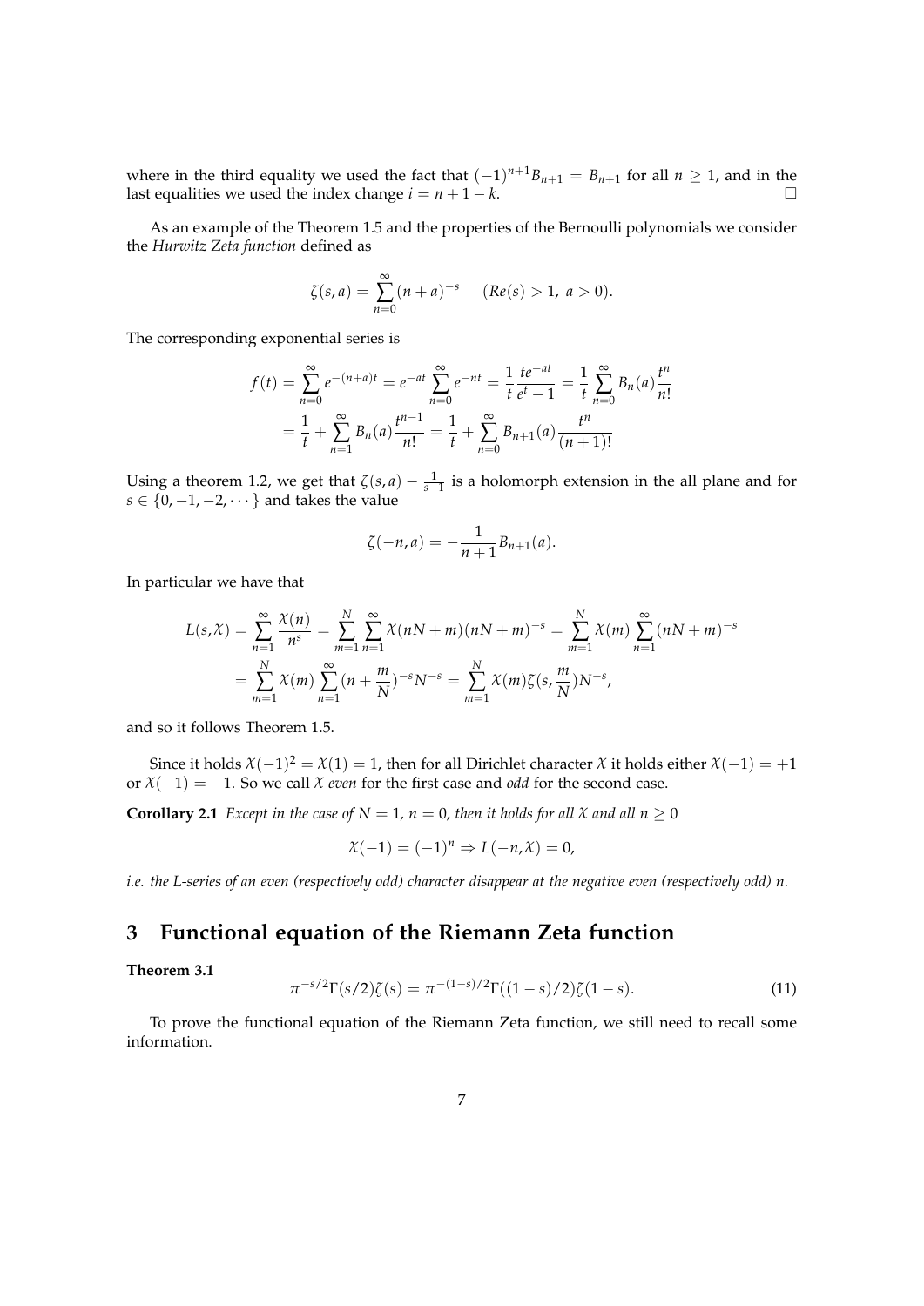where in the third equality we used the fact that $(-1)^{n+1}B_{n+1} = B_{n+1}$ for all $n \geq 1$, and in the last equalities we used the index change $i = n + 1 - k$. $\square$

As an example of the Theorem 1.5 and the properties of the Bernoulli polynomials we consider the *Hurwitz Zeta function* defined as

$$\zeta(s,a) = \sum_{n=0}^{\infty} (n+a)^{-s} \quad (Re(s) > 1,\ a > 0).$$

The corresponding exponential series is

$$\begin{aligned} f(t) &= \sum_{n=0}^{\infty} e^{-(n+a)t} = e^{-at} \sum_{n=0}^{\infty} e^{-nt} = \frac{1}{t} \frac{te^{-at}}{e^t - 1} = \frac{1}{t} \sum_{n=0}^{\infty} B_n(a) \frac{t^n}{n!} \\ &= \frac{1}{t} + \sum_{n=1}^{\infty} B_n(a) \frac{t^{n-1}}{n!} = \frac{1}{t} + \sum_{n=0}^{\infty} B_{n+1}(a) \frac{t^n}{(n+1)!} \end{aligned}$$

Using a theorem 1.2, we get that $\zeta(s,a) - \frac{1}{s-1}$ is a holomorph extension in the all plane and for $s \in \{0, -1, -2, \cdots\}$ and takes the value

$$\zeta(-n,a) = -\frac{1}{n+1} B_{n+1}(a).$$

In particular we have that

$$\begin{aligned} L(s,\mathcal{X}) &= \sum_{n=1}^{\infty} \frac{\mathcal{X}(n)}{n^s} = \sum_{m=1}^{N} \sum_{n=1}^{\infty} \mathcal{X}(nN+m)(nN+m)^{-s} = \sum_{m=1}^{N} \mathcal{X}(m) \sum_{n=1}^{\infty} (nN+m)^{-s} \\ &= \sum_{m=1}^{N} \mathcal{X}(m) \sum_{n=1}^{\infty} (n + \frac{m}{N})^{-s} N^{-s} = \sum_{m=1}^{N} \mathcal{X}(m) \zeta(s, \frac{m}{N}) N^{-s}, \end{aligned}$$

and so it follows Theorem 1.5.

Since it holds $\mathcal{X}(-1)^2 = \mathcal{X}(1) = 1$, then for all Dirichlet character $\mathcal{X}$ it holds either $\mathcal{X}(-1) = +1$ or $\mathcal{X}(-1) = -1$. So we call $\mathcal{X}$ *even* for the first case and *odd* for the second case.

**Corollary 2.1** *Except in the case of $N = 1$, $n = 0$, then it holds for all $\mathcal{X}$ and all $n \geq 0$*

$$\mathcal{X}(-1) = (-1)^n \Rightarrow L(-n,\mathcal{X}) = 0,$$

*i.e. the L-series of an even (respectively odd) character disappear at the negative even (respectively odd) n.*

## 3 Functional equation of the Riemann Zeta function

**Theorem 3.1**

$$\pi^{-s/2}\Gamma(s/2)\zeta(s) = \pi^{-(1-s)/2}\Gamma((1-s)/2)\zeta(1-s). \tag{11}$$

To prove the functional equation of the Riemann Zeta function, we still need to recall some information.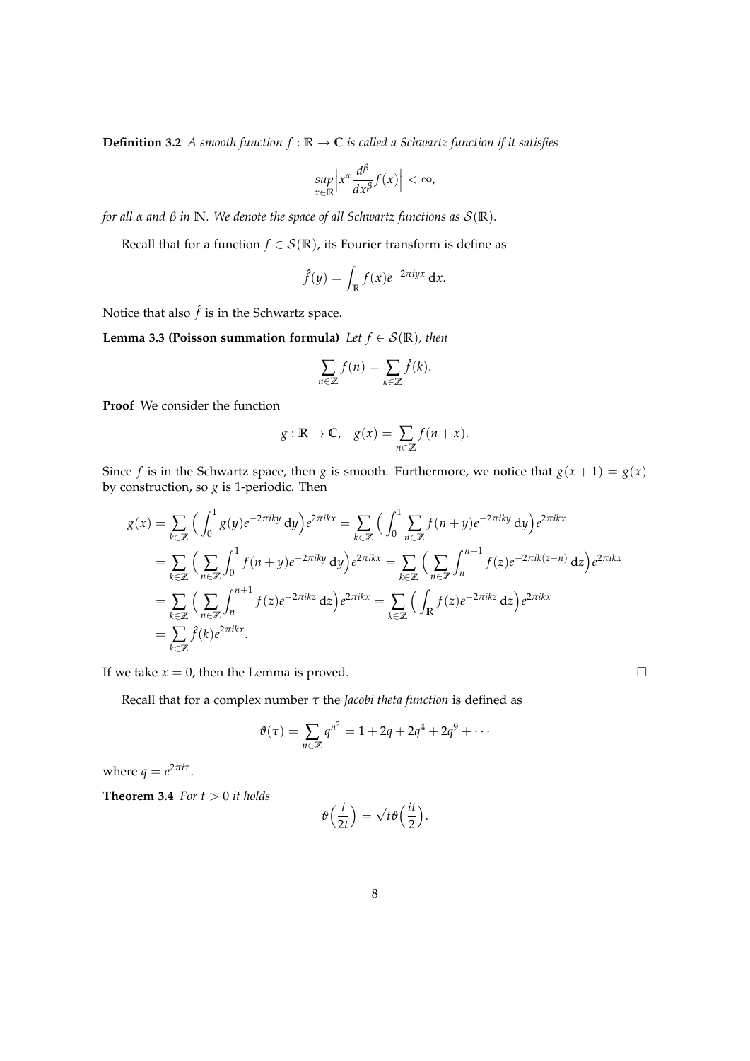**Definition 3.2** *A smooth function $f : \mathbb{R} \to \mathbb{C}$ is called a Schwartz function if it satisfies*

$$\sup_{x\in\mathbb{R}} \Big| x^\alpha \frac{d^\beta}{dx^\beta} f(x) \Big| < \infty,$$

*for all $\alpha$ and $\beta$ in $\mathbb{N}$. We denote the space of all Schwartz functions as $\mathcal{S}(\mathbb{R})$.*

Recall that for a function $f \in \mathcal{S}(\mathbb{R})$, its Fourier transform is define as

$$\hat{f}(y) = \int_{\mathbb{R}} f(x) e^{-2\pi i y x} \, \mathrm{d}x.$$

Notice that also $\hat{f}$ is in the Schwartz space.

**Lemma 3.3 (Poisson summation formula)** *Let $f \in \mathcal{S}(\mathbb{R})$, then*

$$\sum_{n\in\mathbb{Z}} f(n) = \sum_{k\in\mathbb{Z}} \hat{f}(k).$$

**Proof** We consider the function

$$g : \mathbb{R} \to \mathbb{C}, \quad g(x) = \sum_{n\in\mathbb{Z}} f(n + x).$$

Since $f$ is in the Schwartz space, then $g$ is smooth. Furthermore, we notice that $g(x + 1) = g(x)$ by construction, so $g$ is 1-periodic. Then

$$\begin{aligned}
g(x) &= \sum_{k\in\mathbb{Z}} \Big( \int_0^1 g(y) e^{-2\pi i k y} \, \mathrm{d}y \Big) e^{2\pi i k x} = \sum_{k\in\mathbb{Z}} \Big( \int_0^1 \sum_{n\in\mathbb{Z}} f(n + y) e^{-2\pi i k y} \, \mathrm{d}y \Big) e^{2\pi i k x} \\
&= \sum_{k\in\mathbb{Z}} \Big( \sum_{n\in\mathbb{Z}} \int_0^1 f(n + y) e^{-2\pi i k y} \, \mathrm{d}y \Big) e^{2\pi i k x} = \sum_{k\in\mathbb{Z}} \Big( \sum_{n\in\mathbb{Z}} \int_n^{n+1} f(z) e^{-2\pi i k (z-n)} \, \mathrm{d}z \Big) e^{2\pi i k x} \\
&= \sum_{k\in\mathbb{Z}} \Big( \sum_{n\in\mathbb{Z}} \int_n^{n+1} f(z) e^{-2\pi i k z} \, \mathrm{d}z \Big) e^{2\pi i k x} = \sum_{k\in\mathbb{Z}} \Big( \int_{\mathbb{R}} f(z) e^{-2\pi i k z} \, \mathrm{d}z \Big) e^{2\pi i k x} \\
&= \sum_{k\in\mathbb{Z}} \hat{f}(k) e^{2\pi i k x}.
\end{aligned}$$

If we take $x = 0$, then the Lemma is proved. □

Recall that for a complex number $\tau$ the *Jacobi theta function* is defined as

$$\vartheta(\tau) = \sum_{n\in\mathbb{Z}} q^{n^2} = 1 + 2q + 2q^4 + 2q^9 + \cdots$$

where $q = e^{2\pi i \tau}$.

**Theorem 3.4** *For $t > 0$ it holds*

$$\vartheta\Big(\frac{i}{2t}\Big) = \sqrt{t}\,\vartheta\Big(\frac{it}{2}\Big).$$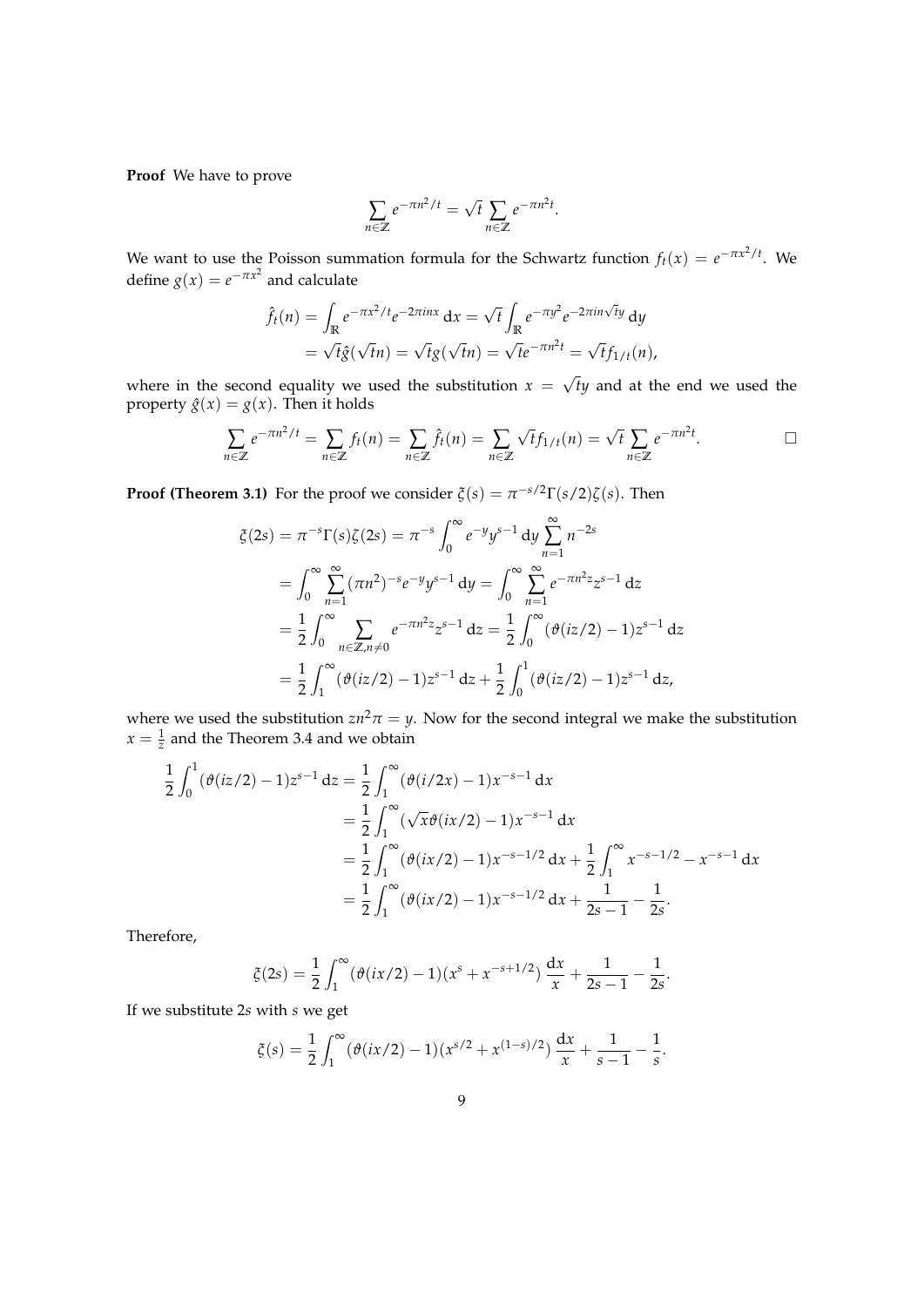**Proof** We have to prove

$$\sum_{n\in\mathbb{Z}} e^{-\pi n^2/t} = \sqrt{t} \sum_{n\in\mathbb{Z}} e^{-\pi n^2 t}.$$

We want to use the Poisson summation formula for the Schwartz function $f_t(x) = e^{-\pi x^2/t}$. We define $g(x) = e^{-\pi x^2}$ and calculate

$$\begin{aligned}
\hat{f}_t(n) &= \int_{\mathbb{R}} e^{-\pi x^2/t} e^{-2\pi i n x}\,\mathrm{d}x = \sqrt{t}\int_{\mathbb{R}} e^{-\pi y^2} e^{-2\pi i n \sqrt{t} y}\,\mathrm{d}y \\
&= \sqrt{t}\hat{g}(\sqrt{t}n) = \sqrt{t}g(\sqrt{t}n) = \sqrt{t}e^{-\pi n^2 t} = \sqrt{t} f_{1/t}(n),
\end{aligned}$$

where in the second equality we used the substitution $x = \sqrt{t}y$ and at the end we used the property $\hat{g}(x) = g(x)$. Then it holds

$$\sum_{n\in\mathbb{Z}} e^{-\pi n^2/t} = \sum_{n\in\mathbb{Z}} f_t(n) = \sum_{n\in\mathbb{Z}} \hat{f}_t(n) = \sum_{n\in\mathbb{Z}} \sqrt{t} f_{1/t}(n) = \sqrt{t}\sum_{n\in\mathbb{Z}} e^{-\pi n^2 t}. \qquad \square$$

**Proof (Theorem 3.1)** For the proof we consider $\xi(s) = \pi^{-s/2}\Gamma(s/2)\zeta(s)$. Then

$$\begin{aligned}
\xi(2s) &= \pi^{-s}\Gamma(s)\zeta(2s) = \pi^{-s}\int_0^\infty e^{-y} y^{s-1}\,\mathrm{d}y \sum_{n=1}^\infty n^{-2s} \\
&= \int_0^\infty \sum_{n=1}^\infty (\pi n^2)^{-s} e^{-y} y^{s-1}\,\mathrm{d}y = \int_0^\infty \sum_{n=1}^\infty e^{-\pi n^2 z} z^{s-1}\,\mathrm{d}z \\
&= \frac{1}{2}\int_0^\infty \sum_{n\in\mathbb{Z}, n\neq 0} e^{-\pi n^2 z} z^{s-1}\,\mathrm{d}z = \frac{1}{2}\int_0^\infty (\vartheta(iz/2) - 1) z^{s-1}\,\mathrm{d}z \\
&= \frac{1}{2}\int_1^\infty (\vartheta(iz/2) - 1) z^{s-1}\,\mathrm{d}z + \frac{1}{2}\int_0^1 (\vartheta(iz/2) - 1) z^{s-1}\,\mathrm{d}z,
\end{aligned}$$

where we used the substitution $zn^2\pi = y$. Now for the second integral we make the substitution $x = \frac{1}{z}$ and the Theorem 3.4 and we obtain

$$\begin{aligned}
\frac{1}{2}\int_0^1 (\vartheta(iz/2) - 1) z^{s-1}\,\mathrm{d}z &= \frac{1}{2}\int_1^\infty (\vartheta(i/2x) - 1) x^{-s-1}\,\mathrm{d}x \\
&= \frac{1}{2}\int_1^\infty (\sqrt{x}\vartheta(ix/2) - 1) x^{-s-1}\,\mathrm{d}x \\
&= \frac{1}{2}\int_1^\infty (\vartheta(ix/2) - 1) x^{-s-1/2}\,\mathrm{d}x + \frac{1}{2}\int_1^\infty x^{-s-1/2} - x^{-s-1}\,\mathrm{d}x \\
&= \frac{1}{2}\int_1^\infty (\vartheta(ix/2) - 1) x^{-s-1/2}\,\mathrm{d}x + \frac{1}{2s-1} - \frac{1}{2s}.
\end{aligned}$$

Therefore,

$$\xi(2s) = \frac{1}{2}\int_1^\infty (\vartheta(ix/2) - 1)(x^s + x^{-s+1/2})\,\frac{\mathrm{d}x}{x} + \frac{1}{2s-1} - \frac{1}{2s}.$$

If we substitute $2s$ with $s$ we get

$$\xi(s) = \frac{1}{2}\int_1^\infty (\vartheta(ix/2) - 1)(x^{s/2} + x^{(1-s)/2})\,\frac{\mathrm{d}x}{x} + \frac{1}{s-1} - \frac{1}{s}.$$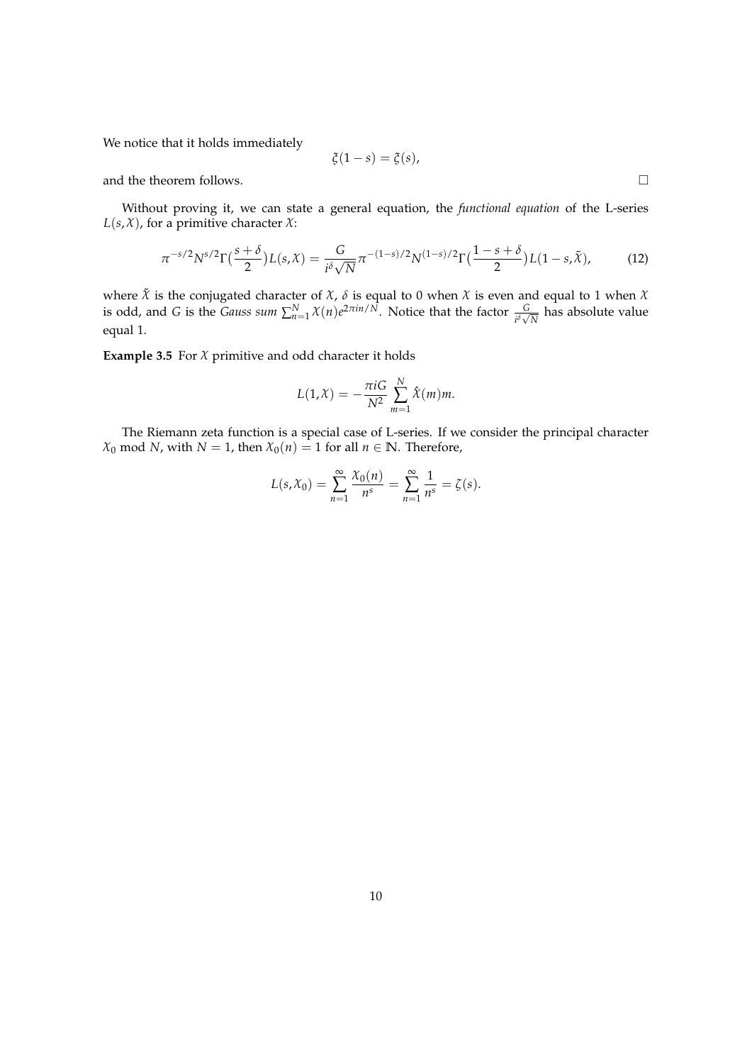We notice that it holds immediately

$$\xi(1-s) = \xi(s),$$

and the theorem follows. □

Without proving it, we can state a general equation, the *functional equation* of the L-series $L(s, \mathcal{X})$, for a primitive character $\mathcal{X}$:

$$\pi^{-s/2} N^{s/2} \Gamma\big(\frac{s+\delta}{2}\big) L(s, \mathcal{X}) = \frac{G}{i^{\delta}\sqrt{N}} \pi^{-(1-s)/2} N^{(1-s)/2} \Gamma\big(\frac{1-s+\delta}{2}\big) L(1-s, \tilde{\mathcal{X}}), \tag{12}$$

where $\tilde{\mathcal{X}}$ is the conjugated character of $\mathcal{X}$, $\delta$ is equal to 0 when $\mathcal{X}$ is even and equal to 1 when $\mathcal{X}$ is odd, and $G$ is the *Gauss sum* $\sum_{n=1}^{N} \mathcal{X}(n) e^{2\pi i n/N}$. Notice that the factor $\frac{G}{i^{\delta}\sqrt{N}}$ has absolute value equal 1.

**Example 3.5** For $\mathcal{X}$ primitive and odd character it holds

$$L(1, \mathcal{X}) = -\frac{\pi i G}{N^2} \sum_{m=1}^{N} \hat{\mathcal{X}}(m) m.$$

The Riemann zeta function is a special case of L-series. If we consider the principal character $\mathcal{X}_0$ mod $N$, with $N = 1$, then $\mathcal{X}_0(n) = 1$ for all $n \in \mathbb{N}$. Therefore,

$$L(s, \mathcal{X}_0) = \sum_{n=1}^{\infty} \frac{\mathcal{X}_0(n)}{n^s} = \sum_{n=1}^{\infty} \frac{1}{n^s} = \zeta(s).$$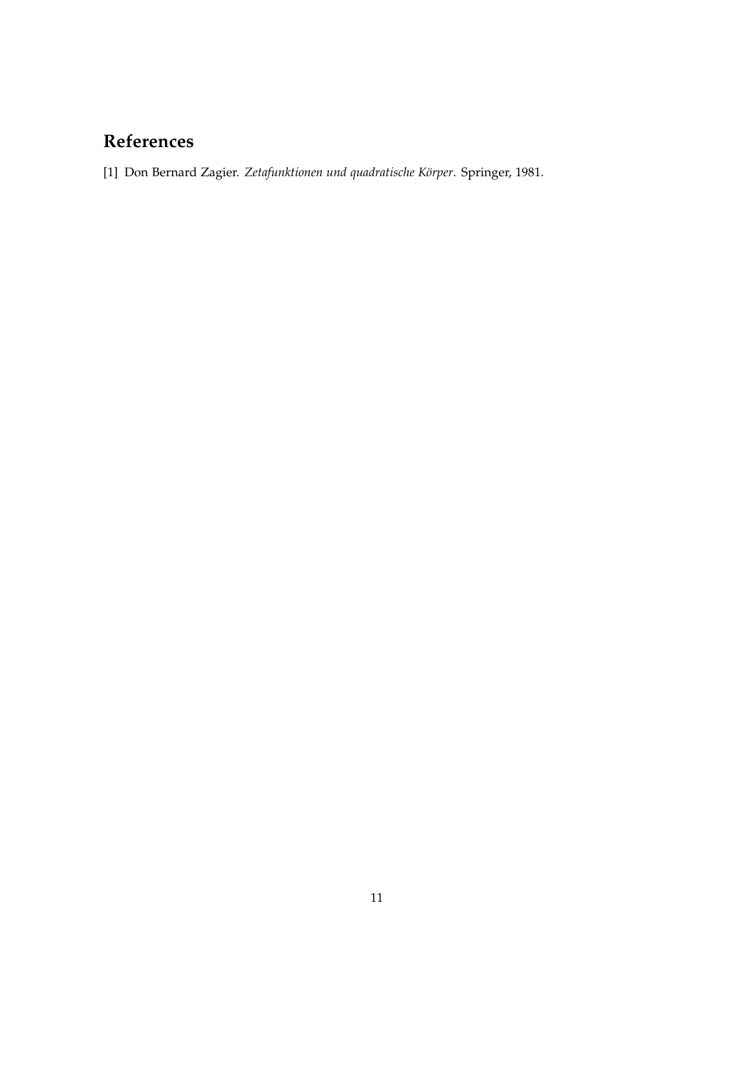# References

[1] Don Bernard Zagier. *Zetafunktionen und quadratische Körper*. Springer, 1981.